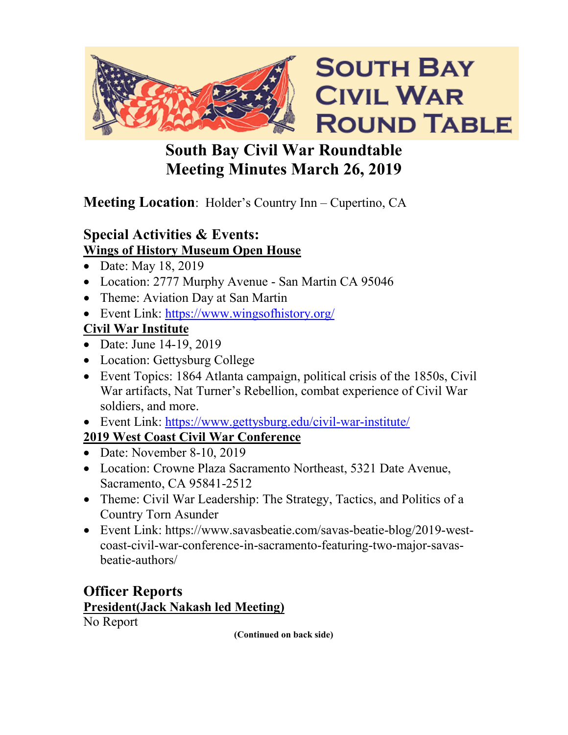SOUTH BAY CIVIL WAR ROUND TABLE

# South Bay Civil War Roundtable
# Meeting Minutes March 26, 2019

**Meeting Location**: Holder's Country Inn – Cupertino, CA

## Special Activities & Events:

**Wings of History Museum Open House**

- Date: May 18, 2019
- Location: 2777 Murphy Avenue - San Martin CA 95046
- Theme: Aviation Day at San Martin
- Event Link: https://www.wingsofhistory.org/

**Civil War Institute**

- Date: June 14-19, 2019
- Location: Gettysburg College
- Event Topics: 1864 Atlanta campaign, political crisis of the 1850s, Civil War artifacts, Nat Turner's Rebellion, combat experience of Civil War soldiers, and more.
- Event Link: https://www.gettysburg.edu/civil-war-institute/

**2019 West Coast Civil War Conference**

- Date: November 8-10, 2019
- Location: Crowne Plaza Sacramento Northeast, 5321 Date Avenue, Sacramento, CA 95841-2512
- Theme: Civil War Leadership: The Strategy, Tactics, and Politics of a Country Torn Asunder
- Event Link: https://www.savasbeatie.com/savas-beatie-blog/2019-west-coast-civil-war-conference-in-sacramento-featuring-two-major-savas-beatie-authors/

## Officer Reports

**President(Jack Nakash led Meeting)**

No Report

**(Continued on back side)**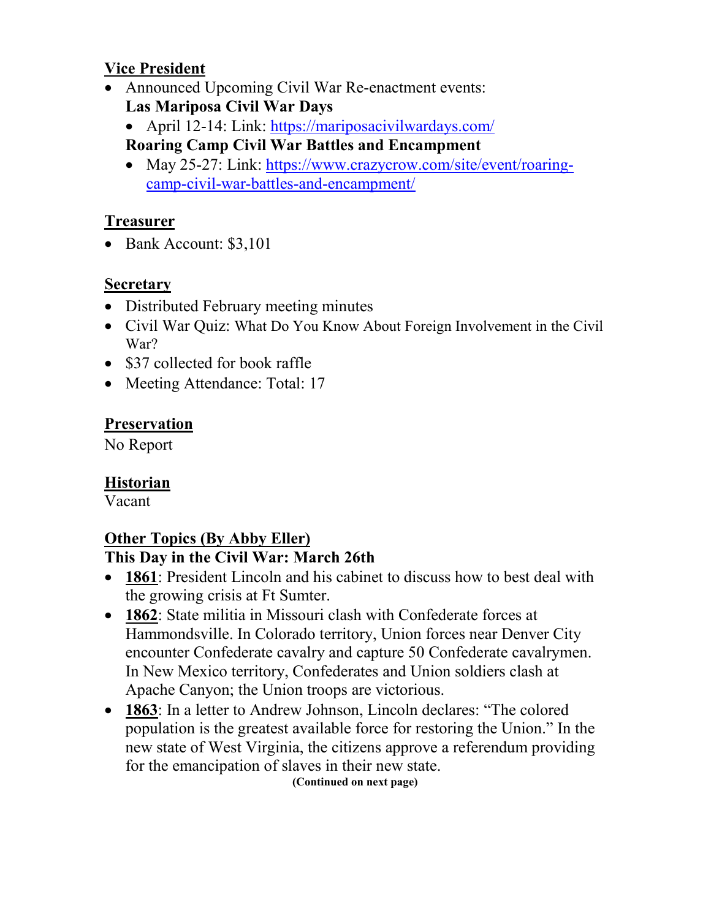## Vice President

- Announced Upcoming Civil War Re-enactment events:

  **Las Mariposa Civil War Days**

  - April 12-14: Link: [https://mariposacivilwardays.com/](https://mariposacivilwardays.com/)

  **Roaring Camp Civil War Battles and Encampment**

  - May 25-27: Link: [https://www.crazycrow.com/site/event/roaring-camp-civil-war-battles-and-encampment/](https://www.crazycrow.com/site/event/roaring-camp-civil-war-battles-and-encampment/)

## Treasurer

- Bank Account: $3,101

## Secretary

- Distributed February meeting minutes
- Civil War Quiz: What Do You Know About Foreign Involvement in the Civil War?
- $37 collected for book raffle
- Meeting Attendance: Total: 17

## Preservation

No Report

## Historian

Vacant

## Other Topics (By Abby Eller)

**This Day in the Civil War: March 26th**

- **1861**: President Lincoln and his cabinet to discuss how to best deal with the growing crisis at Ft Sumter.
- **1862**: State militia in Missouri clash with Confederate forces at Hammondsville. In Colorado territory, Union forces near Denver City encounter Confederate cavalry and capture 50 Confederate cavalrymen. In New Mexico territory, Confederates and Union soldiers clash at Apache Canyon; the Union troops are victorious.
- **1863**: In a letter to Andrew Johnson, Lincoln declares: "The colored population is the greatest available force for restoring the Union." In the new state of West Virginia, the citizens approve a referendum providing for the emancipation of slaves in their new state.

**(Continued on next page)**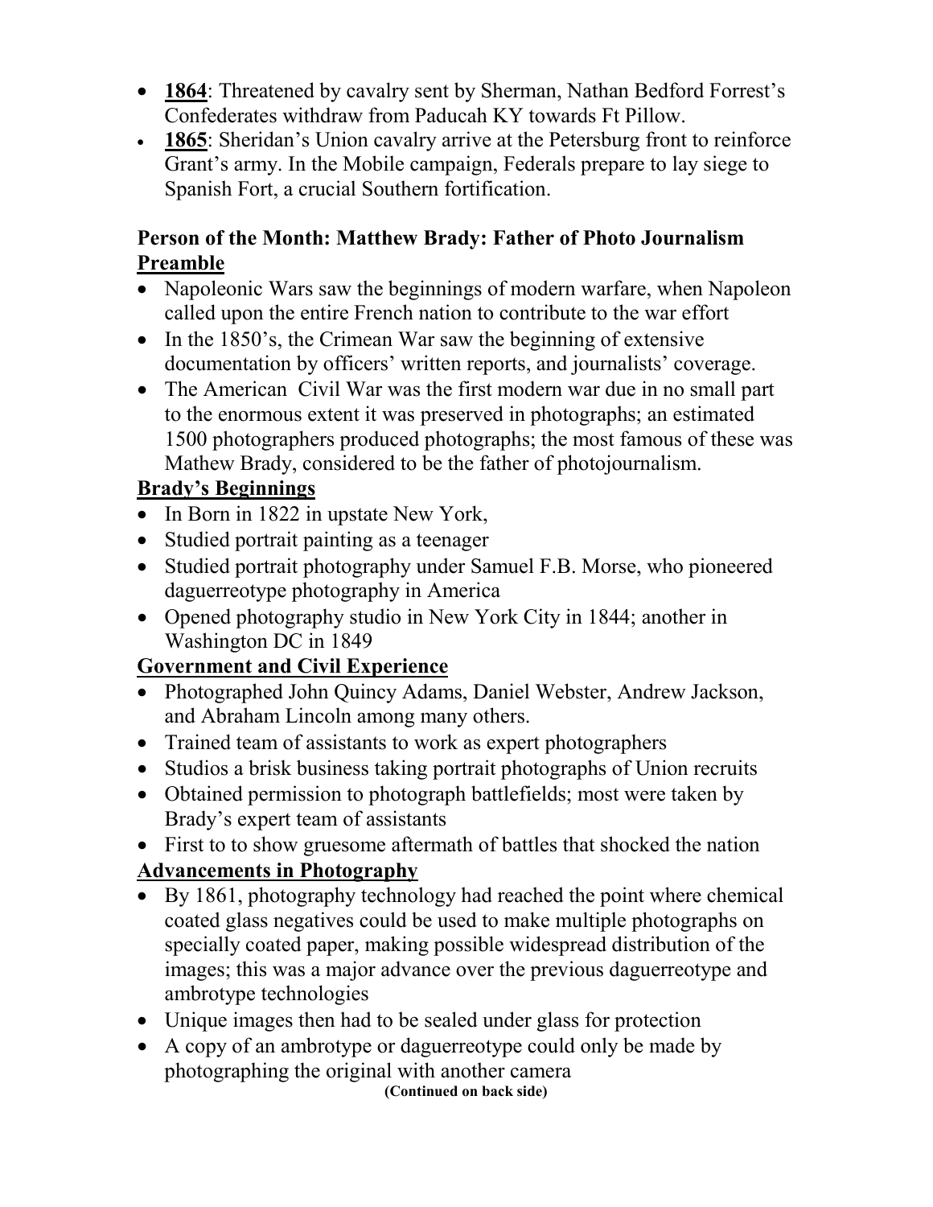- **1864**: Threatened by cavalry sent by Sherman, Nathan Bedford Forrest's Confederates withdraw from Paducah KY towards Ft Pillow.
- **1865**: Sheridan's Union cavalry arrive at the Petersburg front to reinforce Grant's army. In the Mobile campaign, Federals prepare to lay siege to Spanish Fort, a crucial Southern fortification.

**Person of the Month: Matthew Brady: Father of Photo Journalism**

**Preamble**

- Napoleonic Wars saw the beginnings of modern warfare, when Napoleon called upon the entire French nation to contribute to the war effort
- In the 1850's, the Crimean War saw the beginning of extensive documentation by officers' written reports, and journalists' coverage.
- The American  Civil War was the first modern war due in no small part to the enormous extent it was preserved in photographs; an estimated 1500 photographers produced photographs; the most famous of these was Mathew Brady, considered to be the father of photojournalism.

**Brady's Beginnings**

- In Born in 1822 in upstate New York,
- Studied portrait painting as a teenager
- Studied portrait photography under Samuel F.B. Morse, who pioneered daguerreotype photography in America
- Opened photography studio in New York City in 1844; another in Washington DC in 1849

**Government and Civil Experience**

- Photographed John Quincy Adams, Daniel Webster, Andrew Jackson, and Abraham Lincoln among many others.
- Trained team of assistants to work as expert photographers
- Studios a brisk business taking portrait photographs of Union recruits
- Obtained permission to photograph battlefields; most were taken by Brady's expert team of assistants
- First to to show gruesome aftermath of battles that shocked the nation

**Advancements in Photography**

- By 1861, photography technology had reached the point where chemical coated glass negatives could be used to make multiple photographs on specially coated paper, making possible widespread distribution of the images; this was a major advance over the previous daguerreotype and ambrotype technologies
- Unique images then had to be sealed under glass for protection
- A copy of an ambrotype or daguerreotype could only be made by photographing the original with another camera

**(Continued on back side)**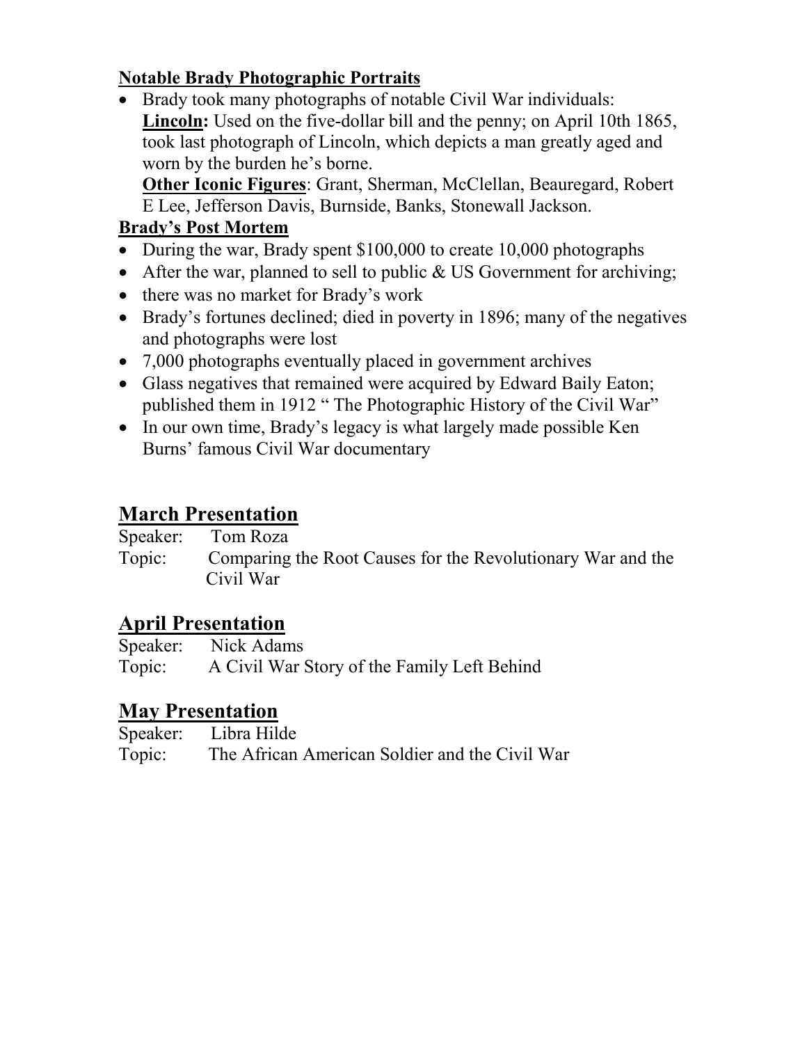**Notable Brady Photographic Portraits**

- Brady took many photographs of notable Civil War individuals:
  **Lincoln:** Used on the five-dollar bill and the penny; on April 10th 1865, took last photograph of Lincoln, which depicts a man greatly aged and worn by the burden he's borne.
  **Other Iconic Figures**: Grant, Sherman, McClellan, Beauregard, Robert E Lee, Jefferson Davis, Burnside, Banks, Stonewall Jackson.

**Brady's Post Mortem**

- During the war, Brady spent $100,000 to create 10,000 photographs
- After the war, planned to sell to public & US Government for archiving;
- there was no market for Brady's work
- Brady's fortunes declined; died in poverty in 1896; many of the negatives and photographs were lost
- 7,000 photographs eventually placed in government archives
- Glass negatives that remained were acquired by Edward Baily Eaton; published them in 1912 " The Photographic History of the Civil War"
- In our own time, Brady's legacy is what largely made possible Ken Burns' famous Civil War documentary

## March Presentation

Speaker: Tom Roza
Topic: Comparing the Root Causes for the Revolutionary War and the Civil War

## April Presentation

Speaker: Nick Adams
Topic: A Civil War Story of the Family Left Behind

## May Presentation

Speaker: Libra Hilde
Topic: The African American Soldier and the Civil War